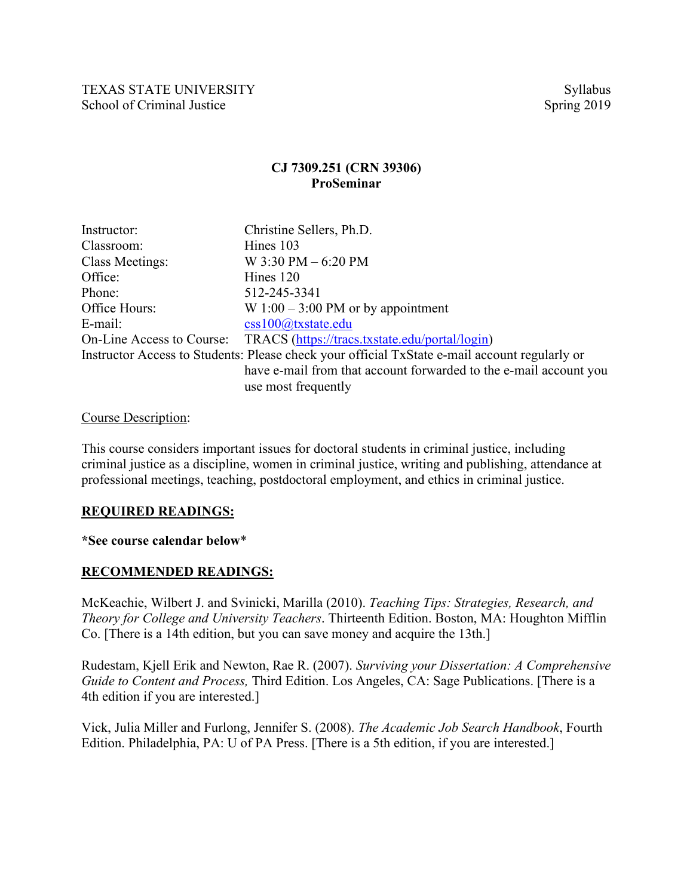TEXAS STATE UNIVERSITY
School of Criminal Justice

Syllabus
Spring 2019

**CJ 7309.251 (CRN 39306)**
**ProSeminar**

| | |
|---|---|
| Instructor: | Christine Sellers, Ph.D. |
| Classroom: | Hines 103 |
| Class Meetings: | W 3:30 PM – 6:20 PM |
| Office: | Hines 120 |
| Phone: | 512-245-3341 |
| Office Hours: | W 1:00 – 3:00 PM or by appointment |
| E-mail: | css100@txstate.edu |
| On-Line Access to Course: | TRACS (https://tracs.txstate.edu/portal/login) |
| Instructor Access to Students: | Please check your official TxState e-mail account regularly or have e-mail from that account forwarded to the e-mail account you use most frequently |

Course Description:

This course considers important issues for doctoral students in criminal justice, including criminal justice as a discipline, women in criminal justice, writing and publishing, attendance at professional meetings, teaching, postdoctoral employment, and ethics in criminal justice.

## REQUIRED READINGS:

**\*See course calendar below\***

## RECOMMENDED READINGS:

McKeachie, Wilbert J. and Svinicki, Marilla (2010). *Teaching Tips: Strategies, Research, and Theory for College and University Teachers*. Thirteenth Edition. Boston, MA: Houghton Mifflin Co. [There is a 14th edition, but you can save money and acquire the 13th.]

Rudestam, Kjell Erik and Newton, Rae R. (2007). *Surviving your Dissertation: A Comprehensive Guide to Content and Process,* Third Edition. Los Angeles, CA: Sage Publications. [There is a 4th edition if you are interested.]

Vick, Julia Miller and Furlong, Jennifer S. (2008). *The Academic Job Search Handbook*, Fourth Edition. Philadelphia, PA: U of PA Press. [There is a 5th edition, if you are interested.]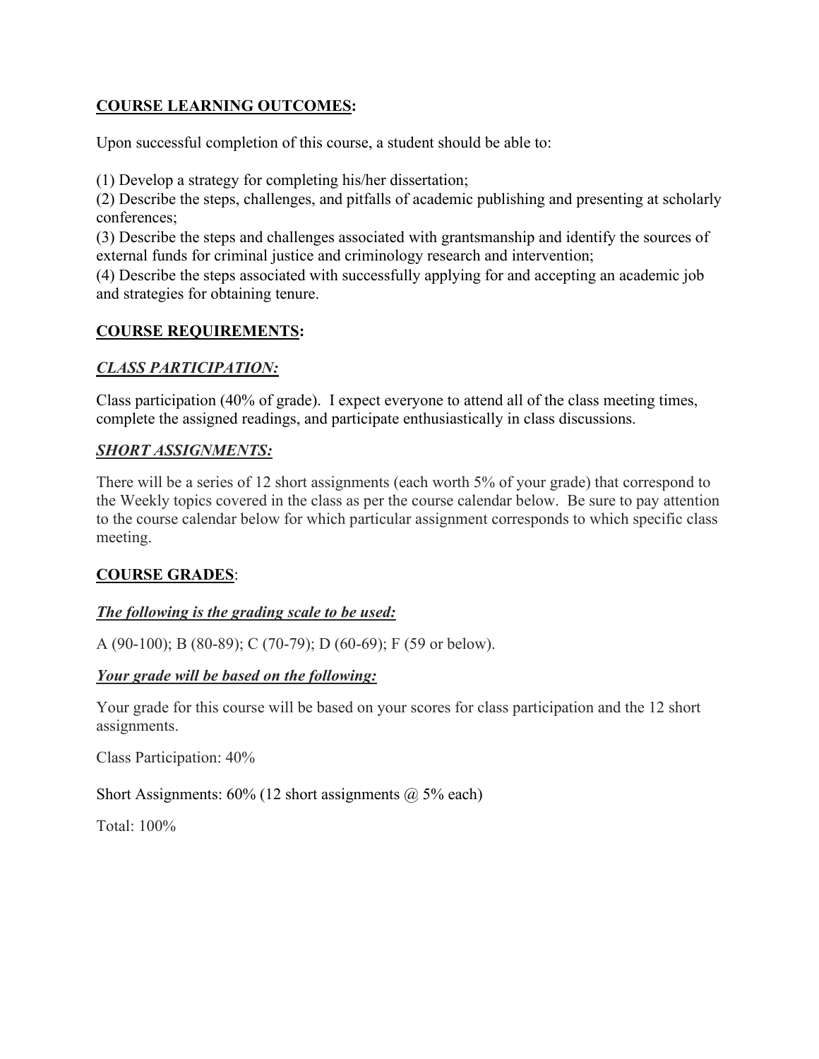## **COURSE LEARNING OUTCOMES:**

Upon successful completion of this course, a student should be able to:

(1) Develop a strategy for completing his/her dissertation;
(2) Describe the steps, challenges, and pitfalls of academic publishing and presenting at scholarly conferences;
(3) Describe the steps and challenges associated with grantsmanship and identify the sources of external funds for criminal justice and criminology research and intervention;
(4) Describe the steps associated with successfully applying for and accepting an academic job and strategies for obtaining tenure.

## **COURSE REQUIREMENTS:**

### ***CLASS PARTICIPATION:***

Class participation (40% of grade). I expect everyone to attend all of the class meeting times, complete the assigned readings, and participate enthusiastically in class discussions.

### ***SHORT ASSIGNMENTS:***

There will be a series of 12 short assignments (each worth 5% of your grade) that correspond to the Weekly topics covered in the class as per the course calendar below. Be sure to pay attention to the course calendar below for which particular assignment corresponds to which specific class meeting.

## **COURSE GRADES**:

### ***The following is the grading scale to be used:***

A (90-100); B (80-89); C (70-79); D (60-69); F (59 or below).

### ***Your grade will be based on the following:***

Your grade for this course will be based on your scores for class participation and the 12 short assignments.

Class Participation: 40%

Short Assignments: 60% (12 short assignments @ 5% each)

Total: 100%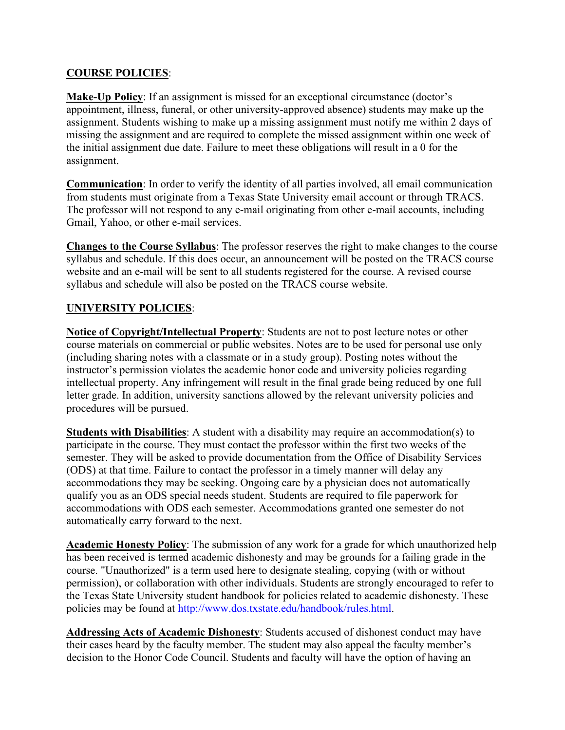**COURSE POLICIES**:

**Make-Up Policy**: If an assignment is missed for an exceptional circumstance (doctor's appointment, illness, funeral, or other university-approved absence) students may make up the assignment. Students wishing to make up a missing assignment must notify me within 2 days of missing the assignment and are required to complete the missed assignment within one week of the initial assignment due date. Failure to meet these obligations will result in a 0 for the assignment.

**Communication**: In order to verify the identity of all parties involved, all email communication from students must originate from a Texas State University email account or through TRACS. The professor will not respond to any e-mail originating from other e-mail accounts, including Gmail, Yahoo, or other e-mail services.

**Changes to the Course Syllabus**: The professor reserves the right to make changes to the course syllabus and schedule. If this does occur, an announcement will be posted on the TRACS course website and an e-mail will be sent to all students registered for the course. A revised course syllabus and schedule will also be posted on the TRACS course website.

**UNIVERSITY POLICIES**:

**Notice of Copyright/Intellectual Property**: Students are not to post lecture notes or other course materials on commercial or public websites. Notes are to be used for personal use only (including sharing notes with a classmate or in a study group). Posting notes without the instructor's permission violates the academic honor code and university policies regarding intellectual property. Any infringement will result in the final grade being reduced by one full letter grade. In addition, university sanctions allowed by the relevant university policies and procedures will be pursued.

**Students with Disabilities**: A student with a disability may require an accommodation(s) to participate in the course. They must contact the professor within the first two weeks of the semester. They will be asked to provide documentation from the Office of Disability Services (ODS) at that time. Failure to contact the professor in a timely manner will delay any accommodations they may be seeking. Ongoing care by a physician does not automatically qualify you as an ODS special needs student. Students are required to file paperwork for accommodations with ODS each semester. Accommodations granted one semester do not automatically carry forward to the next.

**Academic Honesty Policy**: The submission of any work for a grade for which unauthorized help has been received is termed academic dishonesty and may be grounds for a failing grade in the course. "Unauthorized" is a term used here to designate stealing, copying (with or without permission), or collaboration with other individuals. Students are strongly encouraged to refer to the Texas State University student handbook for policies related to academic dishonesty. These policies may be found at http://www.dos.txstate.edu/handbook/rules.html.

**Addressing Acts of Academic Dishonesty**: Students accused of dishonest conduct may have their cases heard by the faculty member. The student may also appeal the faculty member's decision to the Honor Code Council. Students and faculty will have the option of having an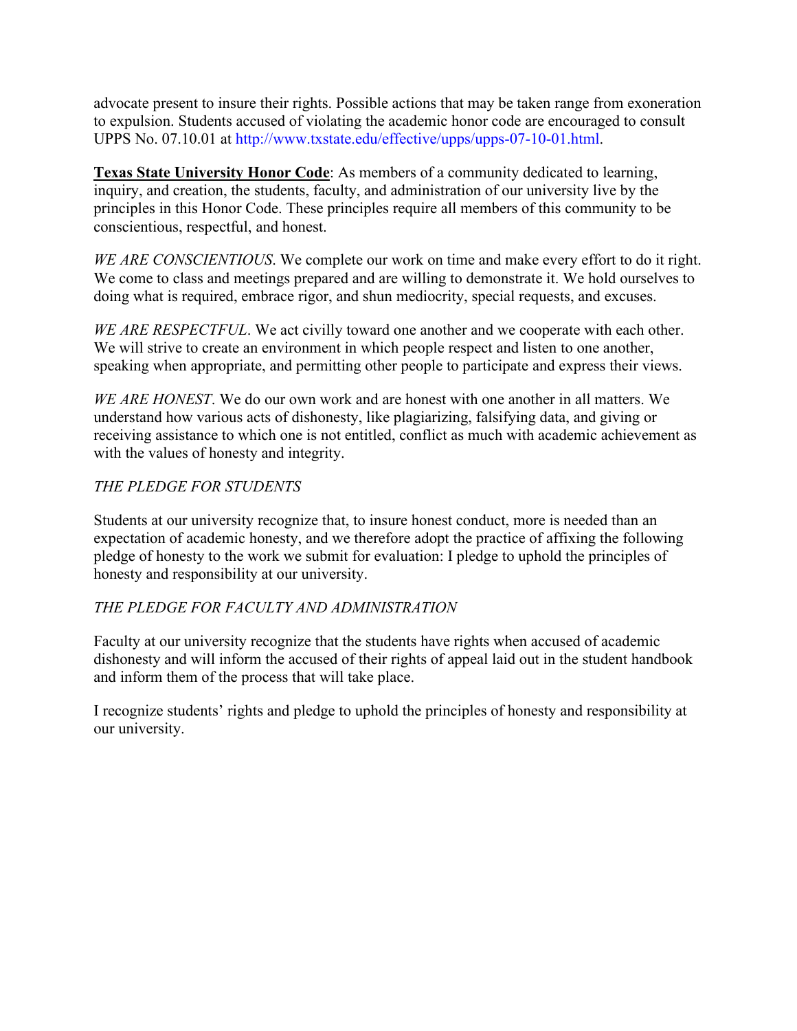advocate present to insure their rights. Possible actions that may be taken range from exoneration to expulsion. Students accused of violating the academic honor code are encouraged to consult UPPS No. 07.10.01 at http://www.txstate.edu/effective/upps/upps-07-10-01.html.

**Texas State University Honor Code**: As members of a community dedicated to learning, inquiry, and creation, the students, faculty, and administration of our university live by the principles in this Honor Code. These principles require all members of this community to be conscientious, respectful, and honest.

*WE ARE CONSCIENTIOUS*. We complete our work on time and make every effort to do it right. We come to class and meetings prepared and are willing to demonstrate it. We hold ourselves to doing what is required, embrace rigor, and shun mediocrity, special requests, and excuses.

*WE ARE RESPECTFUL*. We act civilly toward one another and we cooperate with each other. We will strive to create an environment in which people respect and listen to one another, speaking when appropriate, and permitting other people to participate and express their views.

*WE ARE HONEST*. We do our own work and are honest with one another in all matters. We understand how various acts of dishonesty, like plagiarizing, falsifying data, and giving or receiving assistance to which one is not entitled, conflict as much with academic achievement as with the values of honesty and integrity.

*THE PLEDGE FOR STUDENTS*

Students at our university recognize that, to insure honest conduct, more is needed than an expectation of academic honesty, and we therefore adopt the practice of affixing the following pledge of honesty to the work we submit for evaluation: I pledge to uphold the principles of honesty and responsibility at our university.

*THE PLEDGE FOR FACULTY AND ADMINISTRATION*

Faculty at our university recognize that the students have rights when accused of academic dishonesty and will inform the accused of their rights of appeal laid out in the student handbook and inform them of the process that will take place.

I recognize students' rights and pledge to uphold the principles of honesty and responsibility at our university.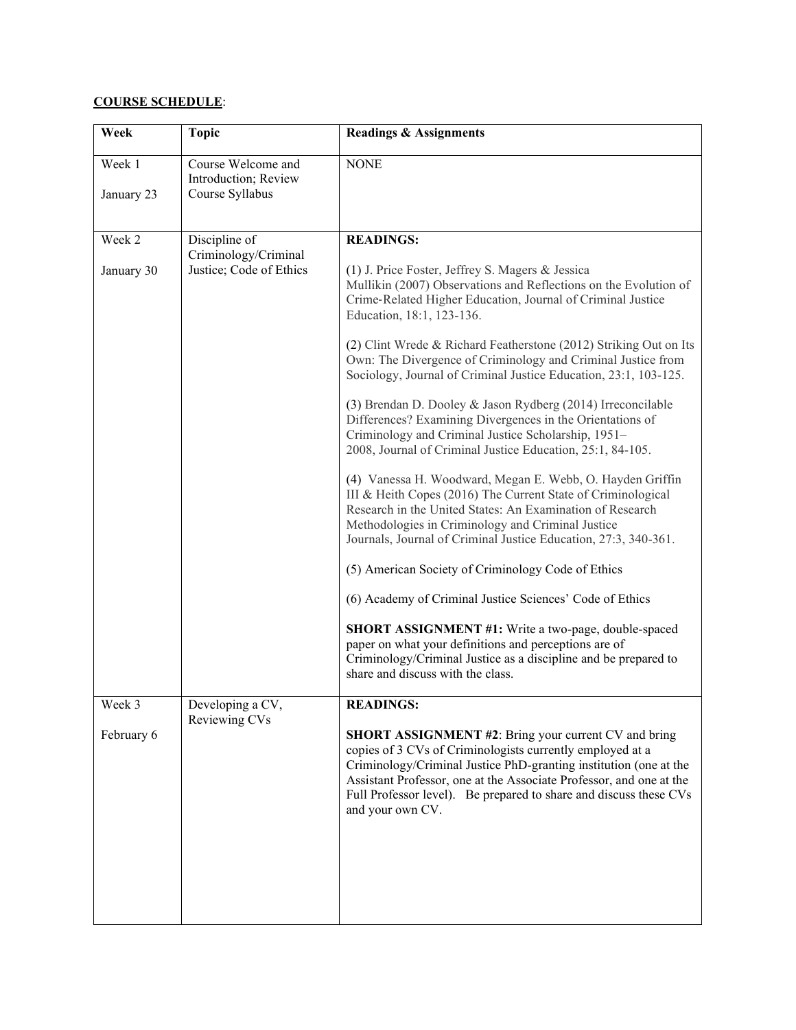**COURSE SCHEDULE**:

| Week | Topic | Readings & Assignments |
|---|---|---|
| Week 1<br><br>January 23 | Course Welcome and Introduction; Review Course Syllabus | NONE |
| Week 2<br><br>January 30 | Discipline of Criminology/Criminal Justice; Code of Ethics | **READINGS:**<br><br>(1) J. Price Foster, Jeffrey S. Magers & Jessica Mullikin (2007) Observations and Reflections on the Evolution of Crime-Related Higher Education, Journal of Criminal Justice Education, 18:1, 123-136.<br><br>(2) Clint Wrede & Richard Featherstone (2012) Striking Out on Its Own: The Divergence of Criminology and Criminal Justice from Sociology, Journal of Criminal Justice Education, 23:1, 103-125.<br><br>(3) Brendan D. Dooley & Jason Rydberg (2014) Irreconcilable Differences? Examining Divergences in the Orientations of Criminology and Criminal Justice Scholarship, 1951–2008, Journal of Criminal Justice Education, 25:1, 84-105.<br><br>(4) Vanessa H. Woodward, Megan E. Webb, O. Hayden Griffin III & Heith Copes (2016) The Current State of Criminological Research in the United States: An Examination of Research Methodologies in Criminology and Criminal Justice Journals, Journal of Criminal Justice Education, 27:3, 340-361.<br><br>(5) American Society of Criminology Code of Ethics<br><br>(6) Academy of Criminal Justice Sciences' Code of Ethics<br><br>**SHORT ASSIGNMENT #1:** Write a two-page, double-spaced paper on what your definitions and perceptions are of Criminology/Criminal Justice as a discipline and be prepared to share and discuss with the class. |
| Week 3<br><br>February 6 | Developing a CV, Reviewing CVs | **READINGS:**<br><br>**SHORT ASSIGNMENT #2**: Bring your current CV and bring copies of 3 CVs of Criminologists currently employed at a Criminology/Criminal Justice PhD-granting institution (one at the Assistant Professor, one at the Associate Professor, and one at the Full Professor level). Be prepared to share and discuss these CVs and your own CV. |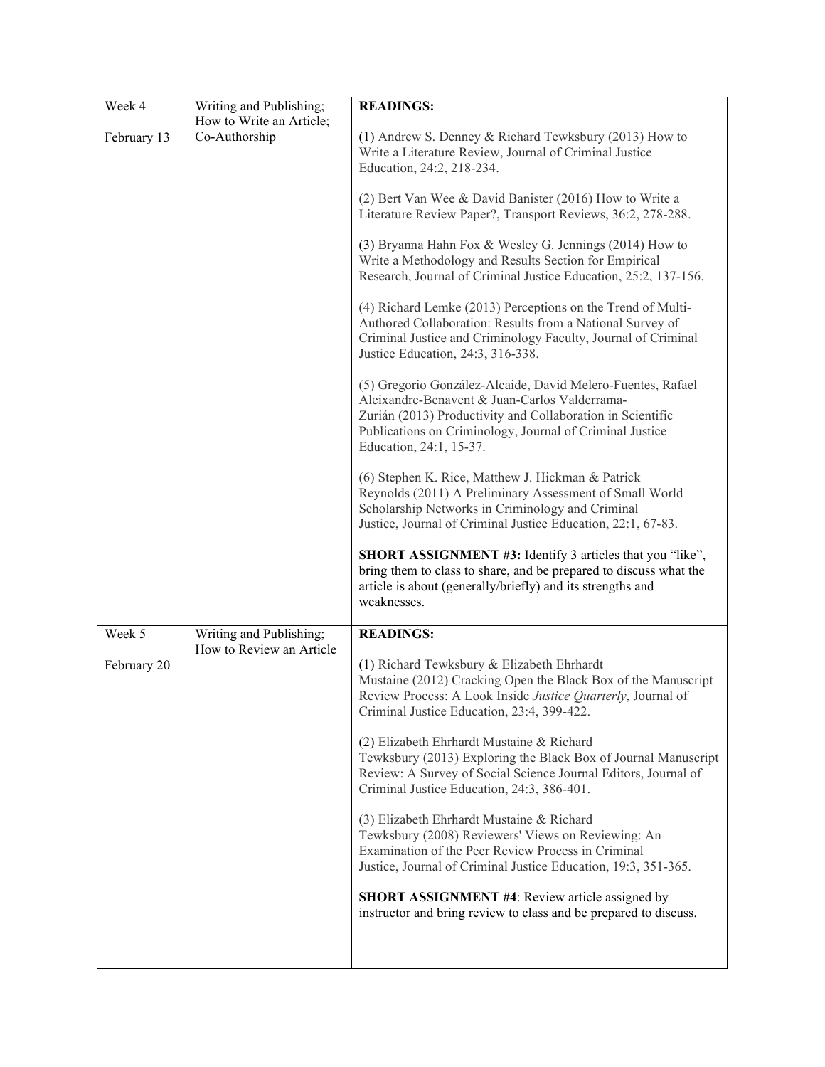| Week 4<br><br>February 13 | Writing and Publishing; How to Write an Article; Co-Authorship | **READINGS:**<br><br>(1) Andrew S. Denney & Richard Tewksbury (2013) How to Write a Literature Review, Journal of Criminal Justice Education, 24:2, 218-234.<br><br>(2) Bert Van Wee & David Banister (2016) How to Write a Literature Review Paper?, Transport Reviews, 36:2, 278-288.<br><br>(3) Bryanna Hahn Fox & Wesley G. Jennings (2014) How to Write a Methodology and Results Section for Empirical Research, Journal of Criminal Justice Education, 25:2, 137-156.<br><br>(4) Richard Lemke (2013) Perceptions on the Trend of Multi-Authored Collaboration: Results from a National Survey of Criminal Justice and Criminology Faculty, Journal of Criminal Justice Education, 24:3, 316-338.<br><br>(5) Gregorio González-Alcaide, David Melero-Fuentes, Rafael Aleixandre-Benavent & Juan-Carlos Valderrama-Zurián (2013) Productivity and Collaboration in Scientific Publications on Criminology, Journal of Criminal Justice Education, 24:1, 15-37.<br><br>(6) Stephen K. Rice, Matthew J. Hickman & Patrick Reynolds (2011) A Preliminary Assessment of Small World Scholarship Networks in Criminology and Criminal Justice, Journal of Criminal Justice Education, 22:1, 67-83.<br><br>**SHORT ASSIGNMENT #3:** Identify 3 articles that you "like", bring them to class to share, and be prepared to discuss what the article is about (generally/briefly) and its strengths and weaknesses. |
|---|---|---|
| Week 5<br><br>February 20 | Writing and Publishing; How to Review an Article | **READINGS:**<br><br>(1) Richard Tewksbury & Elizabeth Ehrhardt Mustaine (2012) Cracking Open the Black Box of the Manuscript Review Process: A Look Inside *Justice Quarterly*, Journal of Criminal Justice Education, 23:4, 399-422.<br><br>(2) Elizabeth Ehrhardt Mustaine & Richard Tewksbury (2013) Exploring the Black Box of Journal Manuscript Review: A Survey of Social Science Journal Editors, Journal of Criminal Justice Education, 24:3, 386-401.<br><br>(3) Elizabeth Ehrhardt Mustaine & Richard Tewksbury (2008) Reviewers' Views on Reviewing: An Examination of the Peer Review Process in Criminal Justice, Journal of Criminal Justice Education, 19:3, 351-365.<br><br>**SHORT ASSIGNMENT #4**: Review article assigned by instructor and bring review to class and be prepared to discuss. |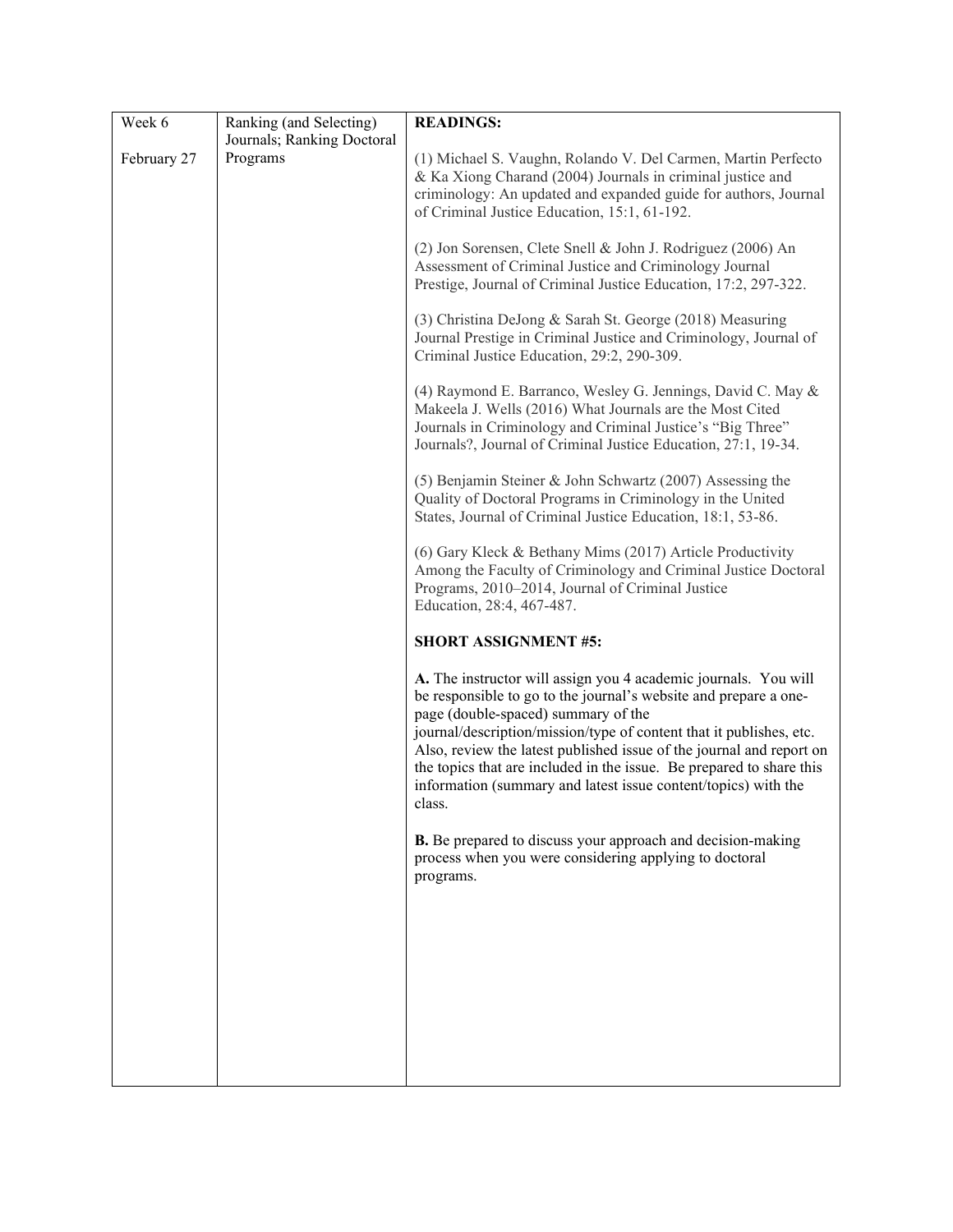| Week 6<br><br>February 27 | Ranking (and Selecting) Journals; Ranking Doctoral Programs | **READINGS:**<br><br>(1) Michael S. Vaughn, Rolando V. Del Carmen, Martin Perfecto & Ka Xiong Charand (2004) Journals in criminal justice and criminology: An updated and expanded guide for authors, Journal of Criminal Justice Education, 15:1, 61-192.<br><br>(2) Jon Sorensen, Clete Snell & John J. Rodriguez (2006) An Assessment of Criminal Justice and Criminology Journal Prestige, Journal of Criminal Justice Education, 17:2, 297-322.<br><br>(3) Christina DeJong & Sarah St. George (2018) Measuring Journal Prestige in Criminal Justice and Criminology, Journal of Criminal Justice Education, 29:2, 290-309.<br><br>(4) Raymond E. Barranco, Wesley G. Jennings, David C. May & Makeela J. Wells (2016) What Journals are the Most Cited Journals in Criminology and Criminal Justice's "Big Three" Journals?, Journal of Criminal Justice Education, 27:1, 19-34.<br><br>(5) Benjamin Steiner & John Schwartz (2007) Assessing the Quality of Doctoral Programs in Criminology in the United States, Journal of Criminal Justice Education, 18:1, 53-86.<br><br>(6) Gary Kleck & Bethany Mims (2017) Article Productivity Among the Faculty of Criminology and Criminal Justice Doctoral Programs, 2010–2014, Journal of Criminal Justice Education, 28:4, 467-487.<br><br>**SHORT ASSIGNMENT #5:**<br><br>**A.** The instructor will assign you 4 academic journals. You will be responsible to go to the journal's website and prepare a one-page (double-spaced) summary of the journal/description/mission/type of content that it publishes, etc. Also, review the latest published issue of the journal and report on the topics that are included in the issue. Be prepared to share this information (summary and latest issue content/topics) with the class.<br><br>**B.** Be prepared to discuss your approach and decision-making process when you were considering applying to doctoral programs. |
|---|---|---|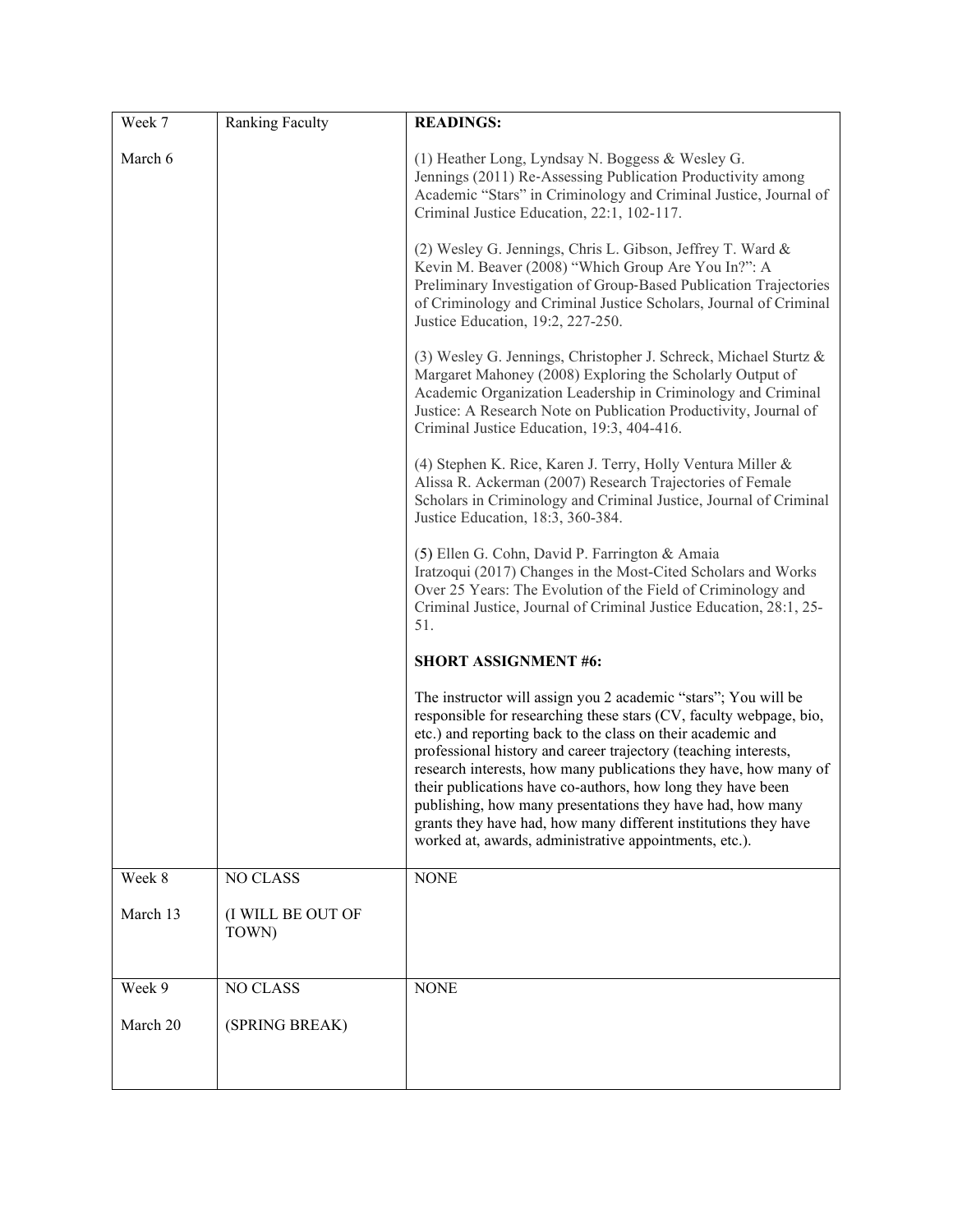| Week 7<br><br>March 6 | Ranking Faculty | **READINGS:**<br><br>(1) Heather Long, Lyndsay N. Boggess & Wesley G. Jennings (2011) Re-Assessing Publication Productivity among Academic "Stars" in Criminology and Criminal Justice, Journal of Criminal Justice Education, 22:1, 102-117.<br><br>(2) Wesley G. Jennings, Chris L. Gibson, Jeffrey T. Ward & Kevin M. Beaver (2008) "Which Group Are You In?": A Preliminary Investigation of Group-Based Publication Trajectories of Criminology and Criminal Justice Scholars, Journal of Criminal Justice Education, 19:2, 227-250.<br><br>(3) Wesley G. Jennings, Christopher J. Schreck, Michael Sturtz & Margaret Mahoney (2008) Exploring the Scholarly Output of Academic Organization Leadership in Criminology and Criminal Justice: A Research Note on Publication Productivity, Journal of Criminal Justice Education, 19:3, 404-416.<br><br>(4) Stephen K. Rice, Karen J. Terry, Holly Ventura Miller & Alissa R. Ackerman (2007) Research Trajectories of Female Scholars in Criminology and Criminal Justice, Journal of Criminal Justice Education, 18:3, 360-384.<br><br>(5) Ellen G. Cohn, David P. Farrington & Amaia Iratzoqui (2017) Changes in the Most-Cited Scholars and Works Over 25 Years: The Evolution of the Field of Criminology and Criminal Justice, Journal of Criminal Justice Education, 28:1, 25-51.<br><br>**SHORT ASSIGNMENT #6:**<br><br>The instructor will assign you 2 academic "stars"; You will be responsible for researching these stars (CV, faculty webpage, bio, etc.) and reporting back to the class on their academic and professional history and career trajectory (teaching interests, research interests, how many publications they have, how many of their publications have co-authors, how long they have been publishing, how many presentations they have had, how many grants they have had, how many different institutions they have worked at, awards, administrative appointments, etc.). |
|---|---|---|
| Week 8<br><br>March 13 | NO CLASS<br><br>(I WILL BE OUT OF TOWN) | NONE |
| Week 9<br><br>March 20 | NO CLASS<br><br>(SPRING BREAK) | NONE |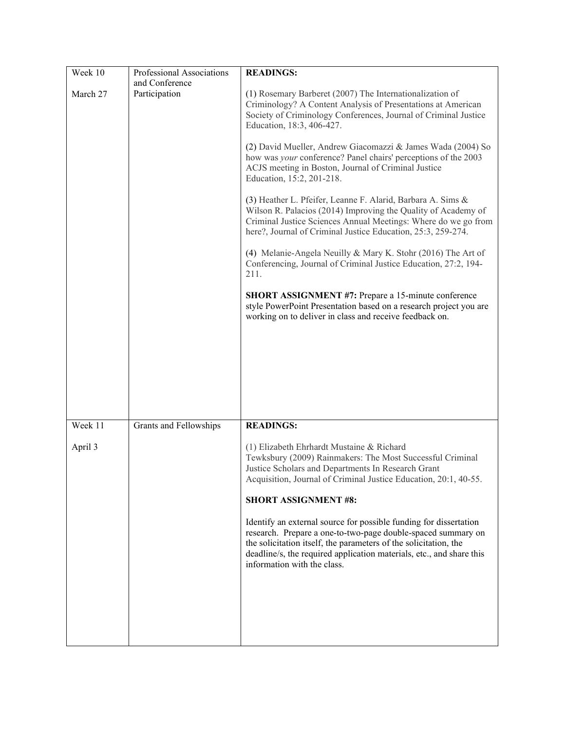| Week 10<br><br>March 27 | Professional Associations and Conference Participation | **READINGS:**<br><br>(1) Rosemary Barberet (2007) The Internationalization of Criminology? A Content Analysis of Presentations at American Society of Criminology Conferences, Journal of Criminal Justice Education, 18:3, 406-427.<br><br>(2) David Mueller, Andrew Giacomazzi & James Wada (2004) So how was *your* conference? Panel chairs' perceptions of the 2003 ACJS meeting in Boston, Journal of Criminal Justice Education, 15:2, 201-218.<br><br>(3) Heather L. Pfeifer, Leanne F. Alarid, Barbara A. Sims & Wilson R. Palacios (2014) Improving the Quality of Academy of Criminal Justice Sciences Annual Meetings: Where do we go from here?, Journal of Criminal Justice Education, 25:3, 259-274.<br><br>(4) Melanie-Angela Neuilly & Mary K. Stohr (2016) The Art of Conferencing, Journal of Criminal Justice Education, 27:2, 194-211.<br><br>**SHORT ASSIGNMENT #7:** Prepare a 15-minute conference style PowerPoint Presentation based on a research project you are working on to deliver in class and receive feedback on. |
|---|---|---|
| Week 11<br><br>April 3 | Grants and Fellowships | **READINGS:**<br><br>(1) Elizabeth Ehrhardt Mustaine & Richard Tewksbury (2009) Rainmakers: The Most Successful Criminal Justice Scholars and Departments In Research Grant Acquisition, Journal of Criminal Justice Education, 20:1, 40-55.<br><br>**SHORT ASSIGNMENT #8:**<br><br>Identify an external source for possible funding for dissertation research. Prepare a one-to-two-page double-spaced summary on the solicitation itself, the parameters of the solicitation, the deadline/s, the required application materials, etc., and share this information with the class. |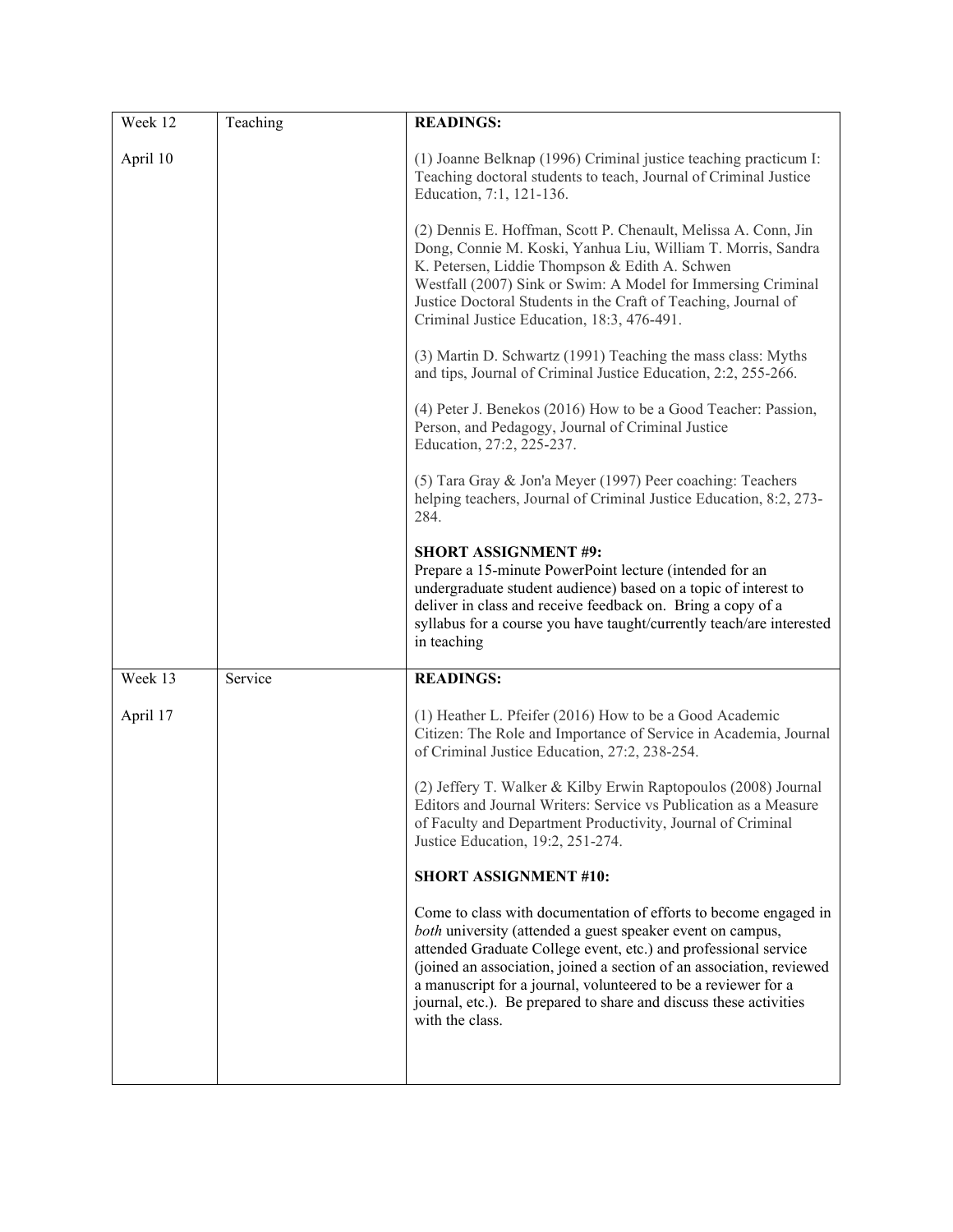| Week | Topic | Readings and Assignments |
|---|---|---|
| Week 12<br><br>April 10 | Teaching | **READINGS:**<br><br>(1) Joanne Belknap (1996) Criminal justice teaching practicum I: Teaching doctoral students to teach, Journal of Criminal Justice Education, 7:1, 121-136.<br><br>(2) Dennis E. Hoffman, Scott P. Chenault, Melissa A. Conn, Jin Dong, Connie M. Koski, Yanhua Liu, William T. Morris, Sandra K. Petersen, Liddie Thompson & Edith A. Schwen Westfall (2007) Sink or Swim: A Model for Immersing Criminal Justice Doctoral Students in the Craft of Teaching, Journal of Criminal Justice Education, 18:3, 476-491.<br><br>(3) Martin D. Schwartz (1991) Teaching the mass class: Myths and tips, Journal of Criminal Justice Education, 2:2, 255-266.<br><br>(4) Peter J. Benekos (2016) How to be a Good Teacher: Passion, Person, and Pedagogy, Journal of Criminal Justice Education, 27:2, 225-237.<br><br>(5) Tara Gray & Jon'a Meyer (1997) Peer coaching: Teachers helping teachers, Journal of Criminal Justice Education, 8:2, 273-284.<br><br>**SHORT ASSIGNMENT #9:**<br>Prepare a 15-minute PowerPoint lecture (intended for an undergraduate student audience) based on a topic of interest to deliver in class and receive feedback on. Bring a copy of a syllabus for a course you have taught/currently teach/are interested in teaching |
| Week 13<br><br>April 17 | Service | **READINGS:**<br><br>(1) Heather L. Pfeifer (2016) How to be a Good Academic Citizen: The Role and Importance of Service in Academia, Journal of Criminal Justice Education, 27:2, 238-254.<br><br>(2) Jeffery T. Walker & Kilby Erwin Raptopoulos (2008) Journal Editors and Journal Writers: Service vs Publication as a Measure of Faculty and Department Productivity, Journal of Criminal Justice Education, 19:2, 251-274.<br><br>**SHORT ASSIGNMENT #10:**<br><br>Come to class with documentation of efforts to become engaged in *both* university (attended a guest speaker event on campus, attended Graduate College event, etc.) and professional service (joined an association, joined a section of an association, reviewed a manuscript for a journal, volunteered to be a reviewer for a journal, etc.). Be prepared to share and discuss these activities with the class. |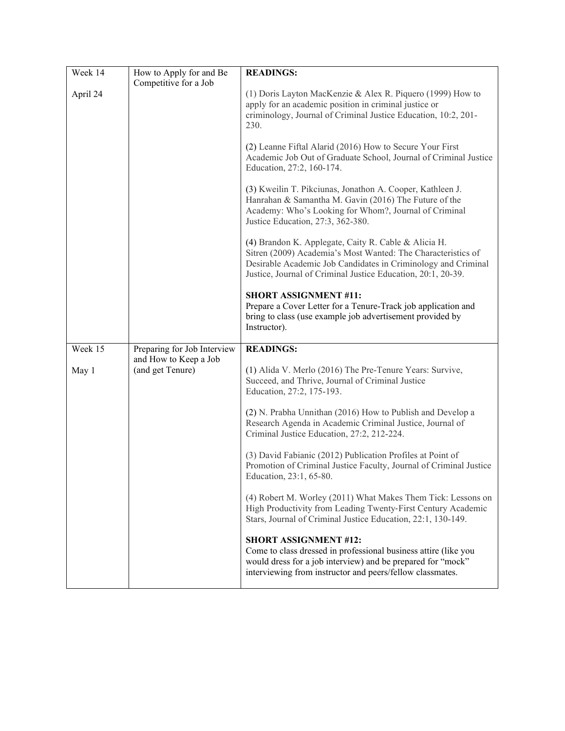| | | |
|---|---|---|
| Week 14<br><br>April 24 | How to Apply for and Be Competitive for a Job | **READINGS:**<br><br>(1) Doris Layton MacKenzie & Alex R. Piquero (1999) How to apply for an academic position in criminal justice or criminology, Journal of Criminal Justice Education, 10:2, 201-230.<br><br>(2) Leanne Fiftal Alarid (2016) How to Secure Your First Academic Job Out of Graduate School, Journal of Criminal Justice Education, 27:2, 160-174.<br><br>(3) Kweilin T. Pikciunas, Jonathon A. Cooper, Kathleen J. Hanrahan & Samantha M. Gavin (2016) The Future of the Academy: Who's Looking for Whom?, Journal of Criminal Justice Education, 27:3, 362-380.<br><br>(4) Brandon K. Applegate, Caity R. Cable & Alicia H. Sitren (2009) Academia's Most Wanted: The Characteristics of Desirable Academic Job Candidates in Criminology and Criminal Justice, Journal of Criminal Justice Education, 20:1, 20-39.<br><br>**SHORT ASSIGNMENT #11:**<br>Prepare a Cover Letter for a Tenure-Track job application and bring to class (use example job advertisement provided by Instructor). |
| Week 15<br><br>May 1 | Preparing for Job Interview and How to Keep a Job (and get Tenure) | **READINGS:**<br><br>(1) Alida V. Merlo (2016) The Pre-Tenure Years: Survive, Succeed, and Thrive, Journal of Criminal Justice Education, 27:2, 175-193.<br><br>(2) N. Prabha Unnithan (2016) How to Publish and Develop a Research Agenda in Academic Criminal Justice, Journal of Criminal Justice Education, 27:2, 212-224.<br><br>(3) David Fabianic (2012) Publication Profiles at Point of Promotion of Criminal Justice Faculty, Journal of Criminal Justice Education, 23:1, 65-80.<br><br>(4) Robert M. Worley (2011) What Makes Them Tick: Lessons on High Productivity from Leading Twenty-First Century Academic Stars, Journal of Criminal Justice Education, 22:1, 130-149.<br><br>**SHORT ASSIGNMENT #12:**<br>Come to class dressed in professional business attire (like you would dress for a job interview) and be prepared for "mock" interviewing from instructor and peers/fellow classmates. |